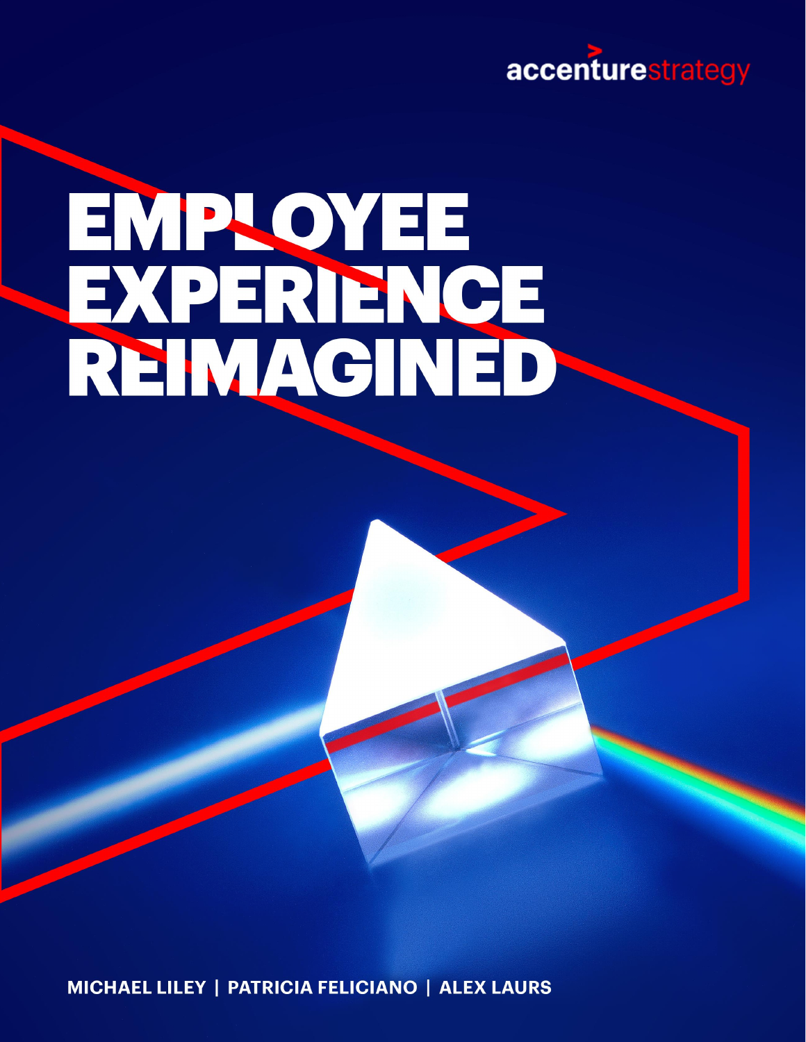accenturestrategy

# EMPLOYEE EXPERIENCE REIMAGINED

**MICHAEL LILEY | PATRICIA FELICIANO | ALEX LAURS**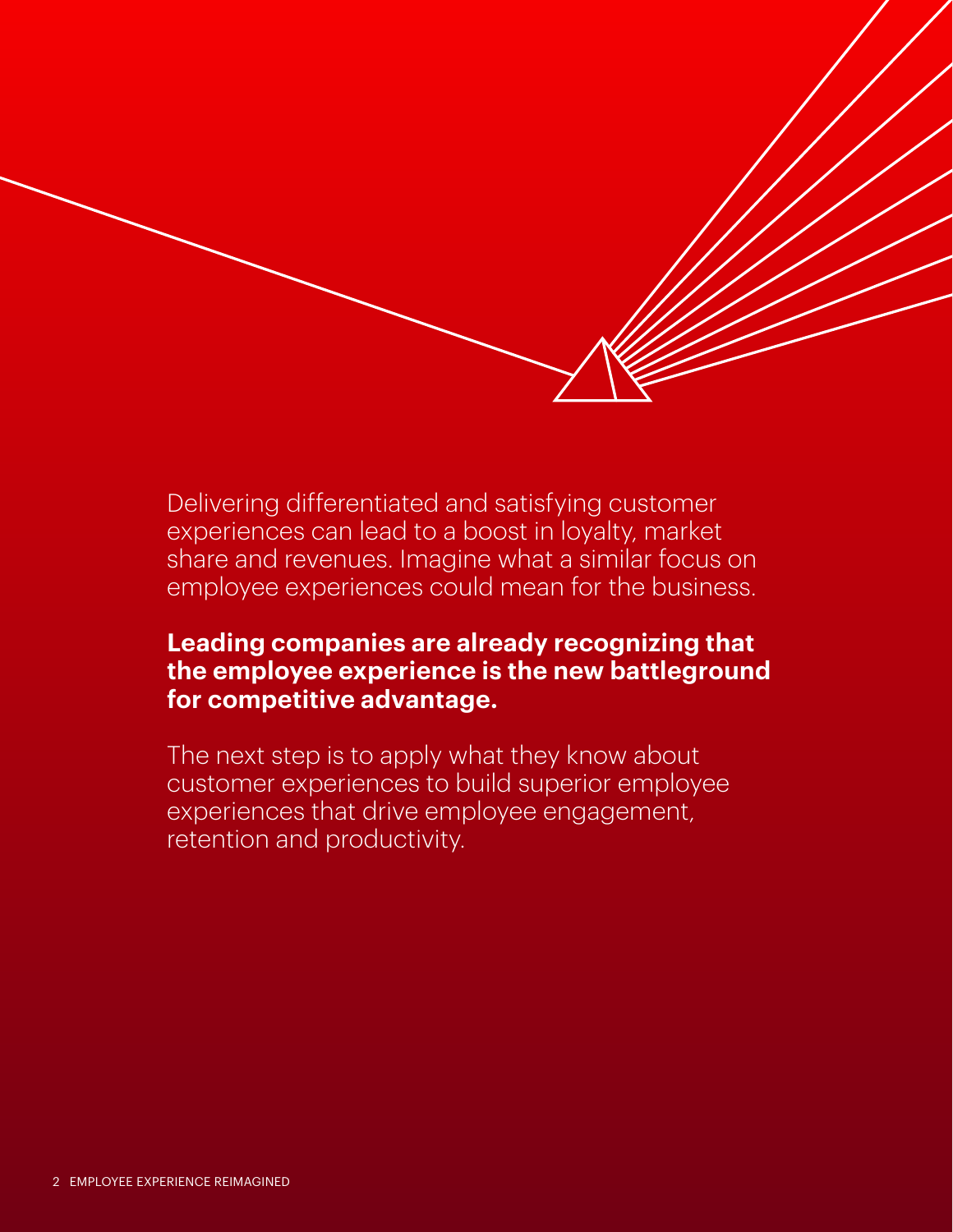Delivering differentiated and satisfying customer experiences can lead to a boost in loyalty, market share and revenues. Imagine what a similar focus on employee experiences could mean for the business.

**Leading companies are already recognizing that the employee experience is the new battleground for competitive advantage.**

The next step is to apply what they know about customer experiences to build superior employee experiences that drive employee engagement, retention and productivity.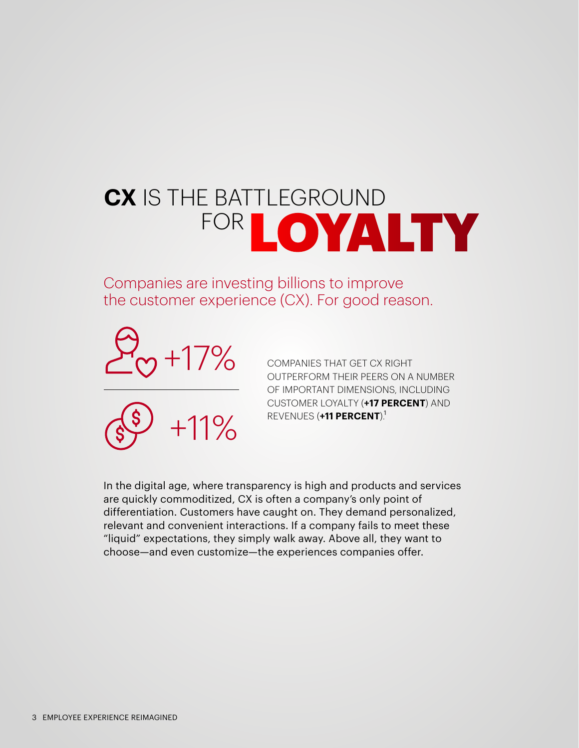# **CX** IS THE BATTLEGROUND FOR **LOYALTY**

Companies are investing billions to improve the customer experience (CX). For good reason.

+17%

+11%

COMPANIES THAT GET CX RIGHT OUTPERFORM THEIR PEERS ON A NUMBER OF IMPORTANT DIMENSIONS, INCLUDING CUSTOMER LOYALTY (**+17 PERCENT**) AND REVENUES (**+11 PERCENT**).[1]

In the digital age, where transparency is high and products and services are quickly commoditized, CX is often a company's only point of differentiation. Customers have caught on. They demand personalized, relevant and convenient interactions. If a company fails to meet these "liquid" expectations, they simply walk away. Above all, they want to choose—and even customize—the experiences companies offer.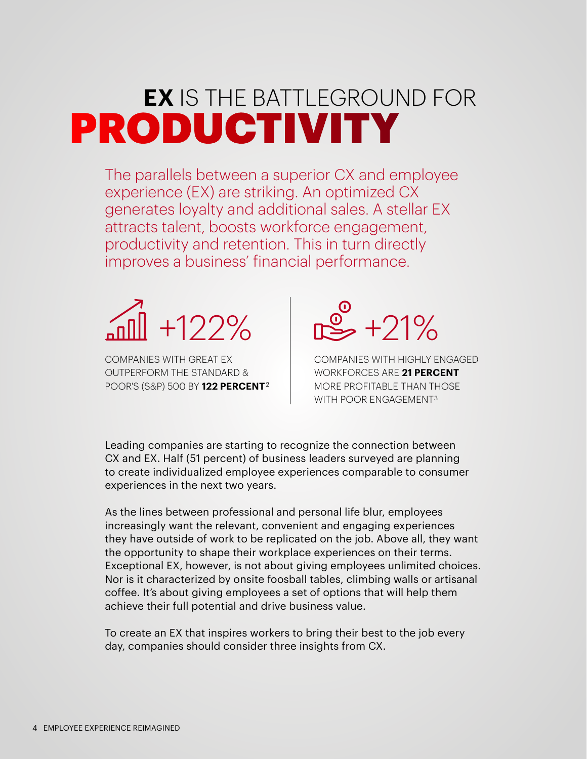# **EX** IS THE BATTLEGROUND FOR PRODUCTIVITY

The parallels between a superior CX and employee experience (EX) are striking. An optimized CX generates loyalty and additional sales. A stellar EX attracts talent, boosts workforce engagement, productivity and retention. This in turn directly improves a business' financial performance.

+122%

COMPANIES WITH GREAT EX OUTPERFORM THE STANDARD & POOR'S (S&P) 500 BY **122 PERCENT**[2]

+21%

COMPANIES WITH HIGHLY ENGAGED WORKFORCES ARE **21 PERCENT** MORE PROFITABLE THAN THOSE WITH POOR ENGAGEMENT[3]

Leading companies are starting to recognize the connection between CX and EX. Half (51 percent) of business leaders surveyed are planning to create individualized employee experiences comparable to consumer experiences in the next two years.

As the lines between professional and personal life blur, employees increasingly want the relevant, convenient and engaging experiences they have outside of work to be replicated on the job. Above all, they want the opportunity to shape their workplace experiences on their terms. Exceptional EX, however, is not about giving employees unlimited choices. Nor is it characterized by onsite foosball tables, climbing walls or artisanal coffee. It's about giving employees a set of options that will help them achieve their full potential and drive business value.

To create an EX that inspires workers to bring their best to the job every day, companies should consider three insights from CX.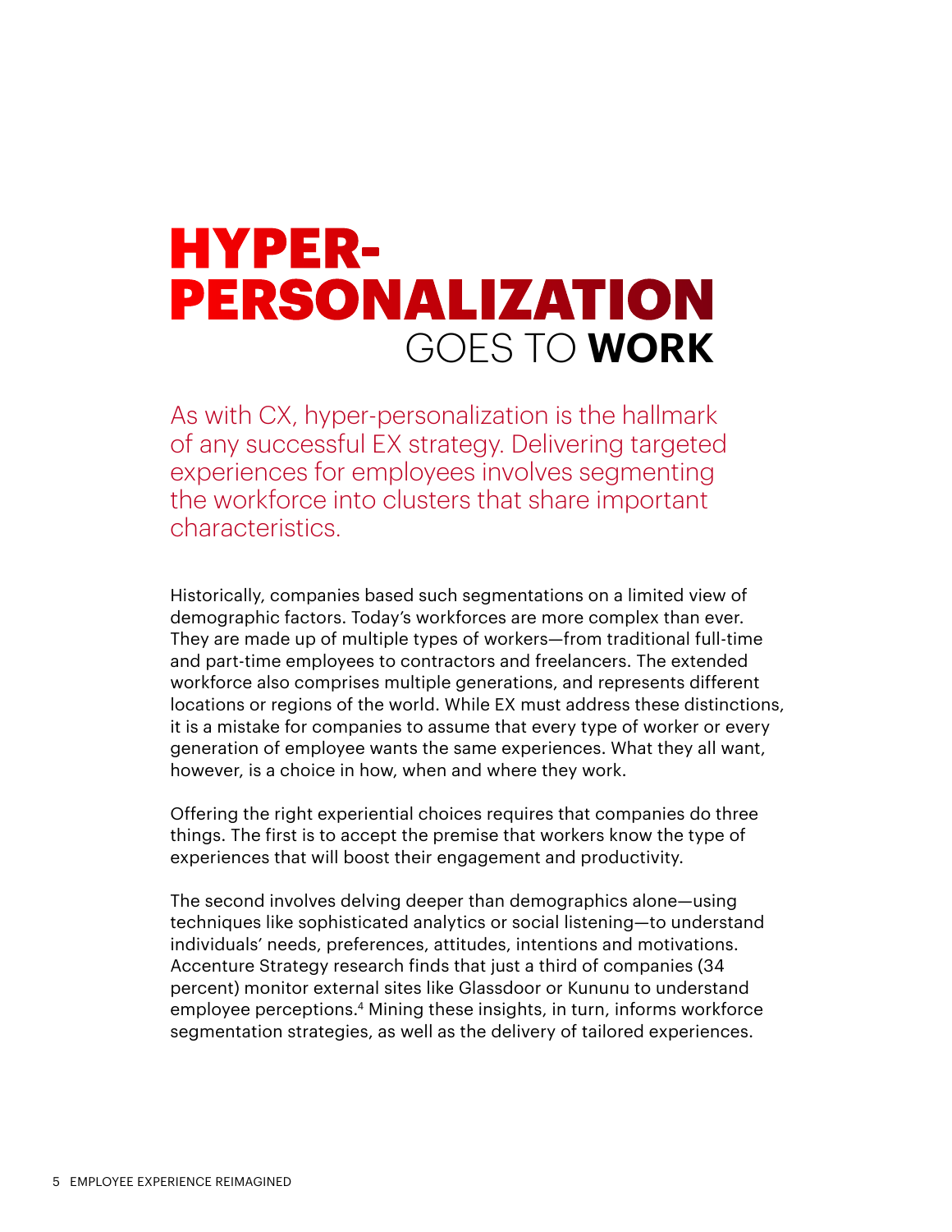# HYPER-PERSONALIZATION GOES TO **WORK**

As with CX, hyper-personalization is the hallmark of any successful EX strategy. Delivering targeted experiences for employees involves segmenting the workforce into clusters that share important characteristics.

Historically, companies based such segmentations on a limited view of demographic factors. Today's workforces are more complex than ever. They are made up of multiple types of workers—from traditional full-time and part-time employees to contractors and freelancers. The extended workforce also comprises multiple generations, and represents different locations or regions of the world. While EX must address these distinctions, it is a mistake for companies to assume that every type of worker or every generation of employee wants the same experiences. What they all want, however, is a choice in how, when and where they work.

Offering the right experiential choices requires that companies do three things. The first is to accept the premise that workers know the type of experiences that will boost their engagement and productivity.

The second involves delving deeper than demographics alone—using techniques like sophisticated analytics or social listening—to understand individuals' needs, preferences, attitudes, intentions and motivations. Accenture Strategy research finds that just a third of companies (34 percent) monitor external sites like Glassdoor or Kununu to understand employee perceptions.[4] Mining these insights, in turn, informs workforce segmentation strategies, as well as the delivery of tailored experiences.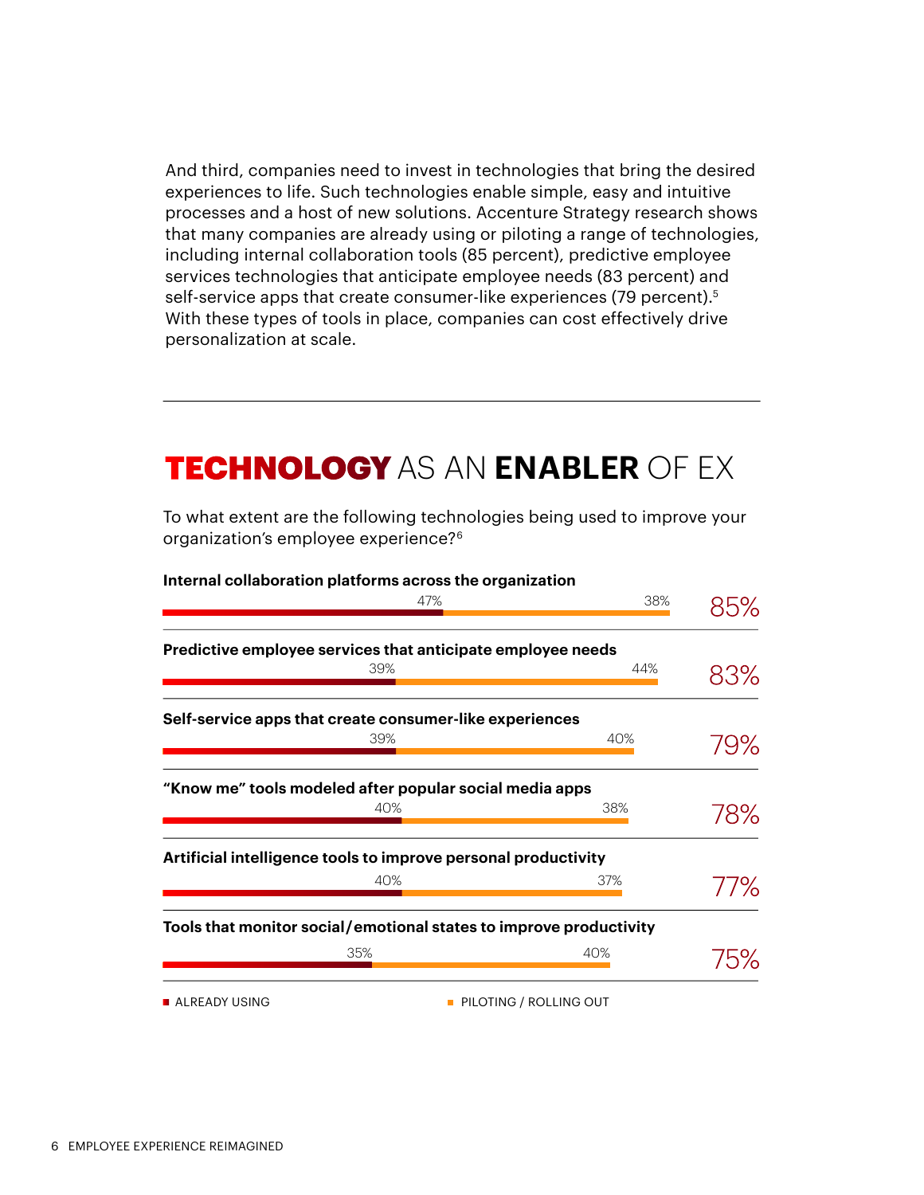And third, companies need to invest in technologies that bring the desired experiences to life. Such technologies enable simple, easy and intuitive processes and a host of new solutions. Accenture Strategy research shows that many companies are already using or piloting a range of technologies, including internal collaboration tools (85 percent), predictive employee services technologies that anticipate employee needs (83 percent) and self-service apps that create consumer-like experiences (79 percent).[5] With these types of tools in place, companies can cost effectively drive personalization at scale.

---

## TECHNOLOGY AS AN ENABLER OF EX

To what extent are the following technologies being used to improve your organization's employee experience?[6]

| Technology | Already using | Piloting / rolling out | Total |
| --- | --- | --- | --- |
| **Internal collaboration platforms across the organization** | 47% | 38% | 85% |
| **Predictive employee services that anticipate employee needs** | 39% | 44% | 83% |
| **Self-service apps that create consumer-like experiences** | 39% | 40% | 79% |
| **"Know me" tools modeled after popular social media apps** | 40% | 38% | 78% |
| **Artificial intelligence tools to improve personal productivity** | 40% | 37% | 77% |
| **Tools that monitor social/emotional states to improve productivity** | 35% | 40% | 75% |

■ ALREADY USING ■ PILOTING / ROLLING OUT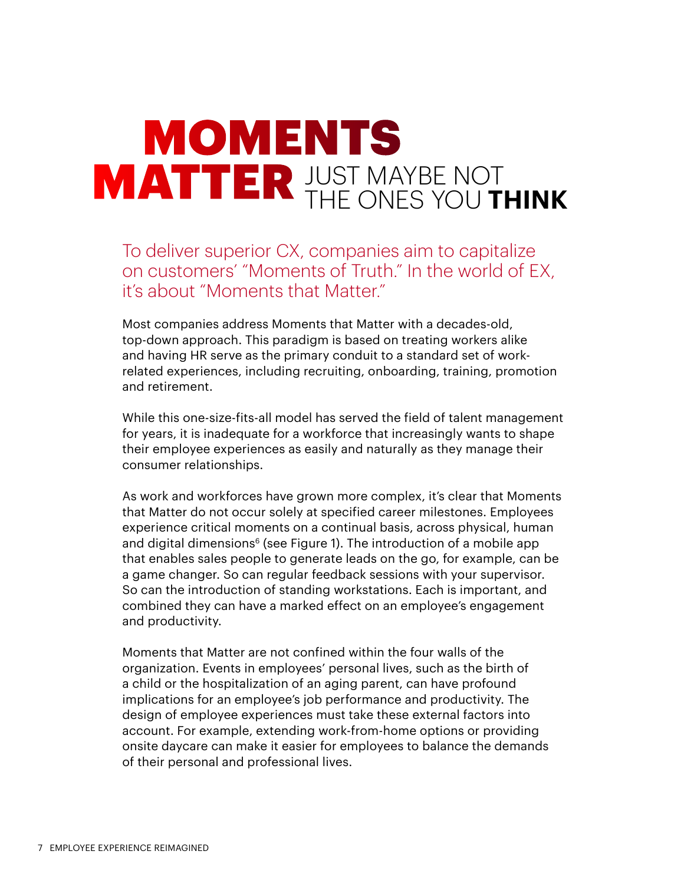# MOMENTS MATTER JUST MAYBE NOT THE ONES YOU **THINK**

## To deliver superior CX, companies aim to capitalize on customers' "Moments of Truth." In the world of EX, it's about "Moments that Matter."

Most companies address Moments that Matter with a decades-old, top-down approach. This paradigm is based on treating workers alike and having HR serve as the primary conduit to a standard set of work-related experiences, including recruiting, onboarding, training, promotion and retirement.

While this one-size-fits-all model has served the field of talent management for years, it is inadequate for a workforce that increasingly wants to shape their employee experiences as easily and naturally as they manage their consumer relationships.

As work and workforces have grown more complex, it's clear that Moments that Matter do not occur solely at specified career milestones. Employees experience critical moments on a continual basis, across physical, human and digital dimensions[6] (see Figure 1). The introduction of a mobile app that enables sales people to generate leads on the go, for example, can be a game changer. So can regular feedback sessions with your supervisor. So can the introduction of standing workstations. Each is important, and combined they can have a marked effect on an employee's engagement and productivity.

Moments that Matter are not confined within the four walls of the organization. Events in employees' personal lives, such as the birth of a child or the hospitalization of an aging parent, can have profound implications for an employee's job performance and productivity. The design of employee experiences must take these external factors into account. For example, extending work-from-home options or providing onsite daycare can make it easier for employees to balance the demands of their personal and professional lives.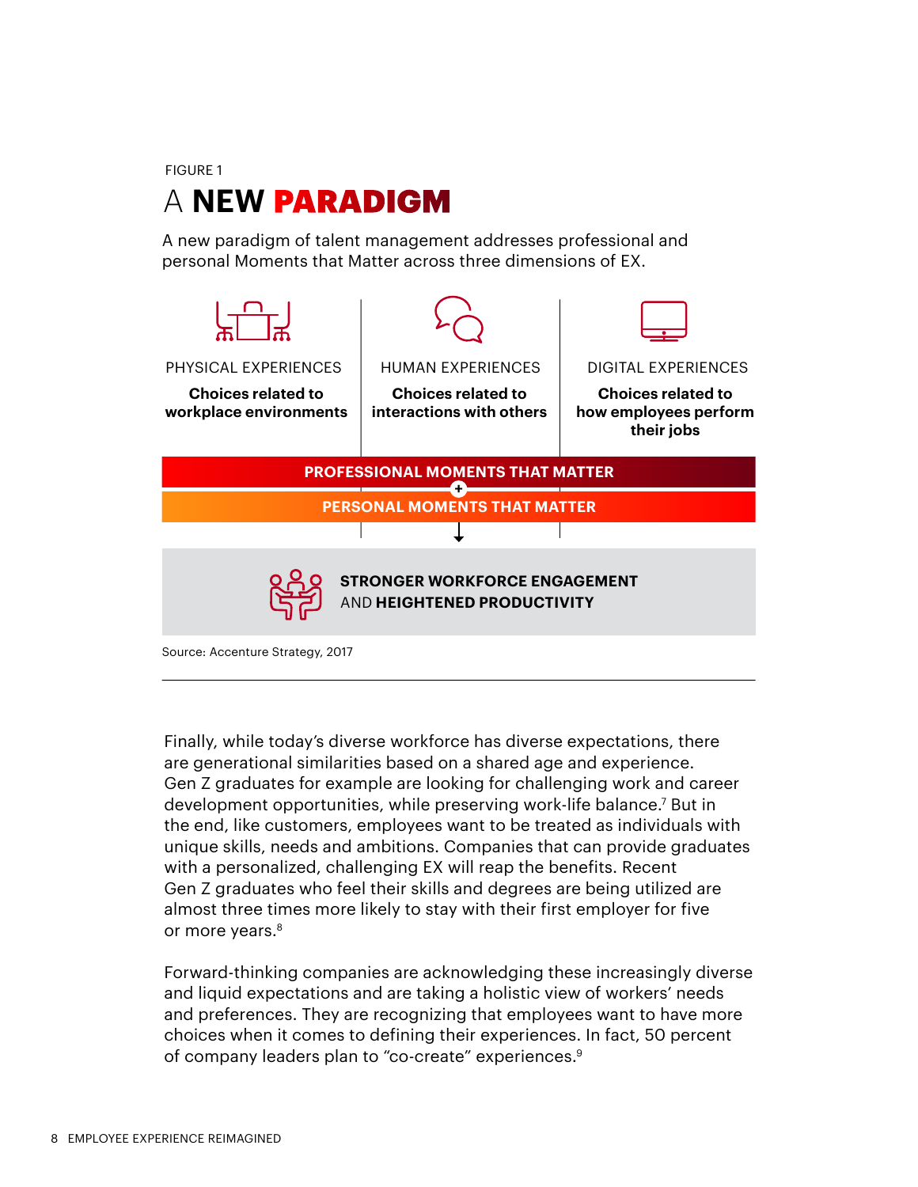FIGURE 1

## A NEW **PARADIGM**

A new paradigm of talent management addresses professional and personal Moments that Matter across three dimensions of EX.

| PHYSICAL EXPERIENCES | HUMAN EXPERIENCES | DIGITAL EXPERIENCES |
|---|---|---|
| **Choices related to workplace environments** | **Choices related to interactions with others** | **Choices related to how employees perform their jobs** |

**PROFESSIONAL MOMENTS THAT MATTER**

+

**PERSONAL MOMENTS THAT MATTER**

**STRONGER WORKFORCE ENGAGEMENT** AND **HEIGHTENED PRODUCTIVITY**

Source: Accenture Strategy, 2017

Finally, while today's diverse workforce has diverse expectations, there are generational similarities based on a shared age and experience. Gen Z graduates for example are looking for challenging work and career development opportunities, while preserving work-life balance.[7] But in the end, like customers, employees want to be treated as individuals with unique skills, needs and ambitions. Companies that can provide graduates with a personalized, challenging EX will reap the benefits. Recent Gen Z graduates who feel their skills and degrees are being utilized are almost three times more likely to stay with their first employer for five or more years.[8]

Forward-thinking companies are acknowledging these increasingly diverse and liquid expectations and are taking a holistic view of workers' needs and preferences. They are recognizing that employees want to have more choices when it comes to defining their experiences. In fact, 50 percent of company leaders plan to "co-create" experiences.[9]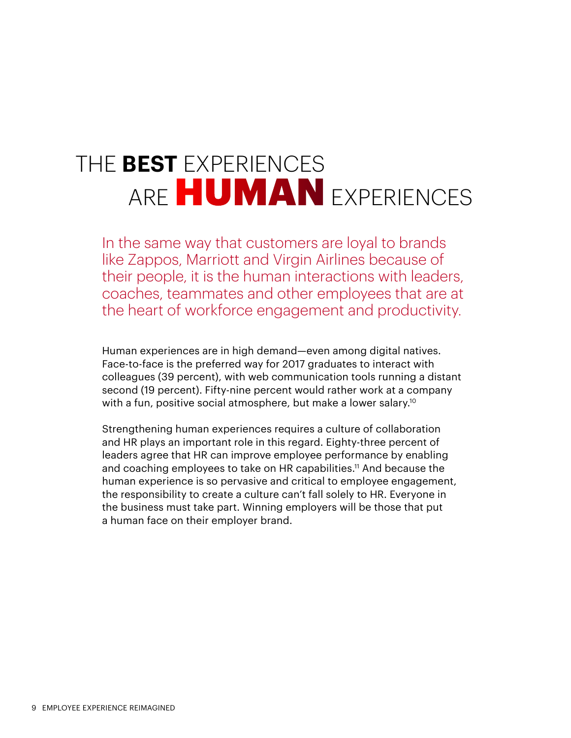# THE **BEST** EXPERIENCES ARE **HUMAN** EXPERIENCES

In the same way that customers are loyal to brands like Zappos, Marriott and Virgin Airlines because of their people, it is the human interactions with leaders, coaches, teammates and other employees that are at the heart of workforce engagement and productivity.

Human experiences are in high demand—even among digital natives. Face-to-face is the preferred way for 2017 graduates to interact with colleagues (39 percent), with web communication tools running a distant second (19 percent). Fifty-nine percent would rather work at a company with a fun, positive social atmosphere, but make a lower salary.[10]

Strengthening human experiences requires a culture of collaboration and HR plays an important role in this regard. Eighty-three percent of leaders agree that HR can improve employee performance by enabling and coaching employees to take on HR capabilities.[11] And because the human experience is so pervasive and critical to employee engagement, the responsibility to create a culture can't fall solely to HR. Everyone in the business must take part. Winning employers will be those that put a human face on their employer brand.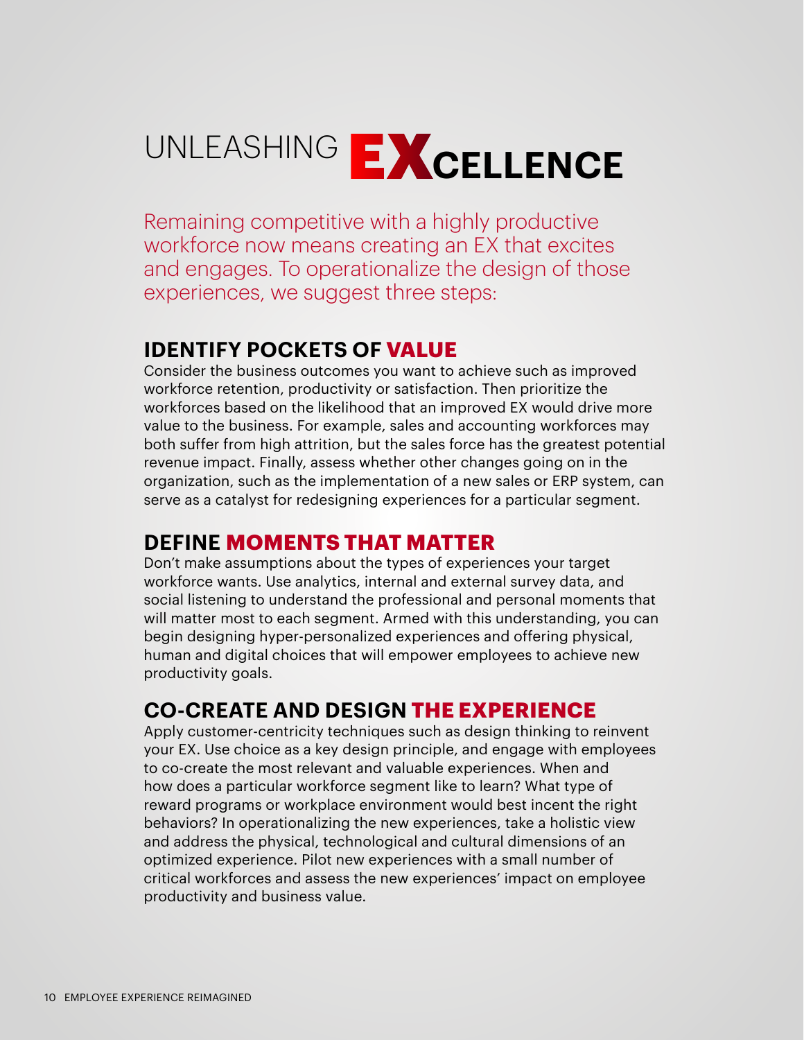# UNLEASHING EXCELLENCE

Remaining competitive with a highly productive workforce now means creating an EX that excites and engages. To operationalize the design of those experiences, we suggest three steps:

## IDENTIFY POCKETS OF VALUE

Consider the business outcomes you want to achieve such as improved workforce retention, productivity or satisfaction. Then prioritize the workforces based on the likelihood that an improved EX would drive more value to the business. For example, sales and accounting workforces may both suffer from high attrition, but the sales force has the greatest potential revenue impact. Finally, assess whether other changes going on in the organization, such as the implementation of a new sales or ERP system, can serve as a catalyst for redesigning experiences for a particular segment.

## DEFINE MOMENTS THAT MATTER

Don't make assumptions about the types of experiences your target workforce wants. Use analytics, internal and external survey data, and social listening to understand the professional and personal moments that will matter most to each segment. Armed with this understanding, you can begin designing hyper-personalized experiences and offering physical, human and digital choices that will empower employees to achieve new productivity goals.

## CO-CREATE AND DESIGN THE EXPERIENCE

Apply customer-centricity techniques such as design thinking to reinvent your EX. Use choice as a key design principle, and engage with employees to co-create the most relevant and valuable experiences. When and how does a particular workforce segment like to learn? What type of reward programs or workplace environment would best incent the right behaviors? In operationalizing the new experiences, take a holistic view and address the physical, technological and cultural dimensions of an optimized experience. Pilot new experiences with a small number of critical workforces and assess the new experiences' impact on employee productivity and business value.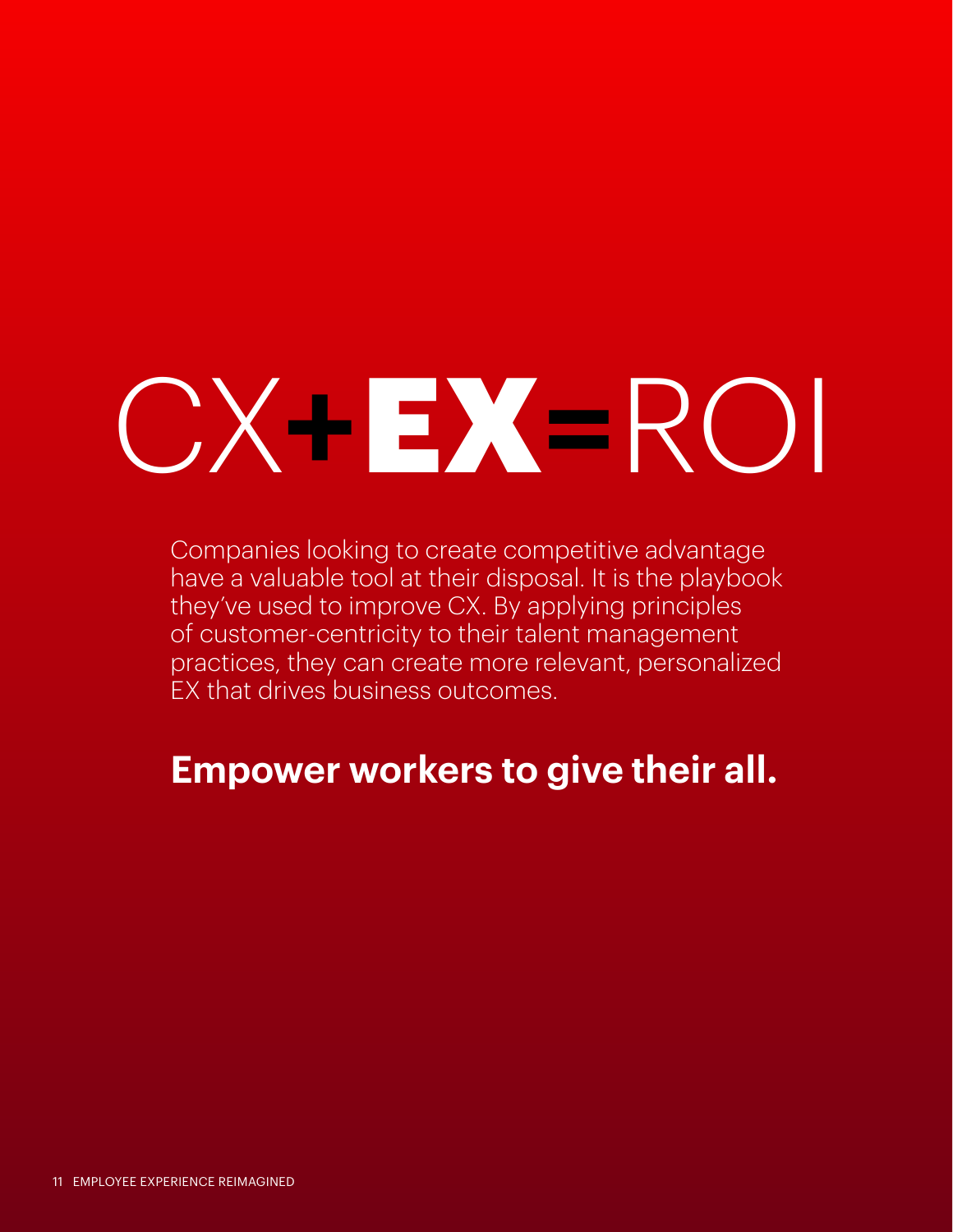# CX+EX=ROI

Companies looking to create competitive advantage have a valuable tool at their disposal. It is the playbook they've used to improve CX. By applying principles of customer-centricity to their talent management practices, they can create more relevant, personalized EX that drives business outcomes.

**Empower workers to give their all.**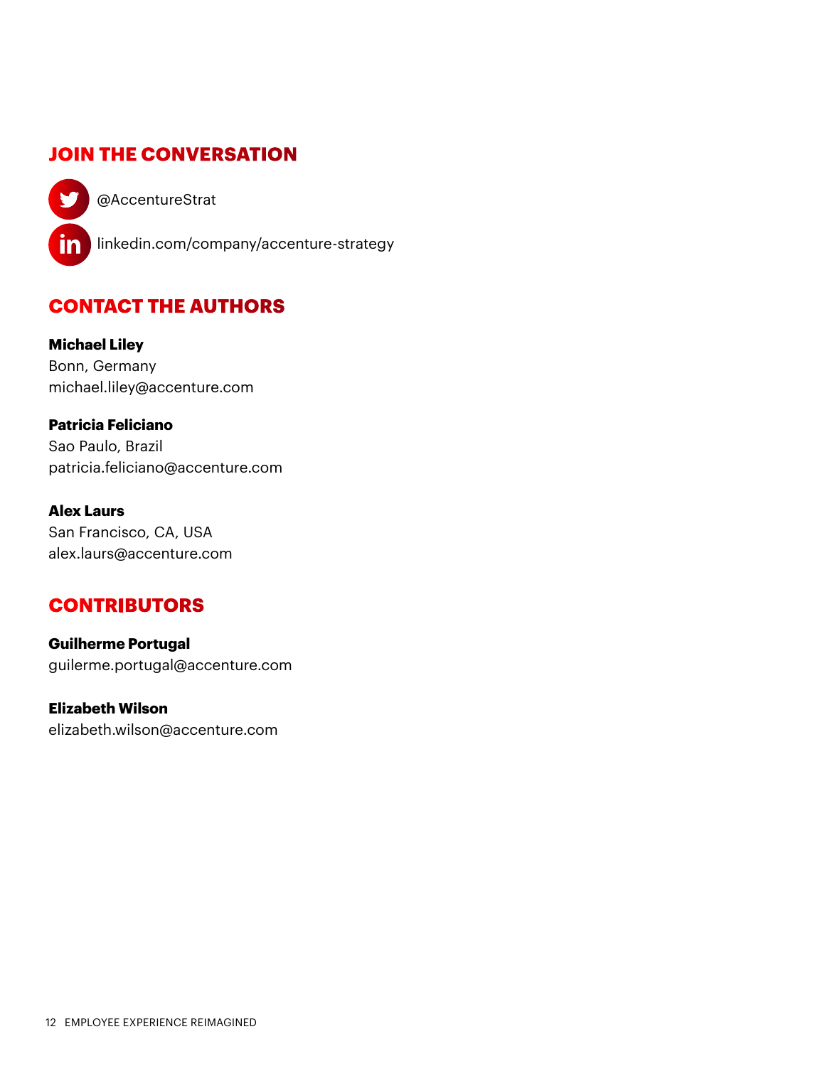## JOIN THE CONVERSATION

@AccentureStrat

linkedin.com/company/accenture-strategy

## CONTACT THE AUTHORS

**Michael Liley**
Bonn, Germany
michael.liley@accenture.com

**Patricia Feliciano**
Sao Paulo, Brazil
patricia.feliciano@accenture.com

**Alex Laurs**
San Francisco, CA, USA
alex.laurs@accenture.com

## CONTRIBUTORS

**Guilherme Portugal**
guilerme.portugal@accenture.com

**Elizabeth Wilson**
elizabeth.wilson@accenture.com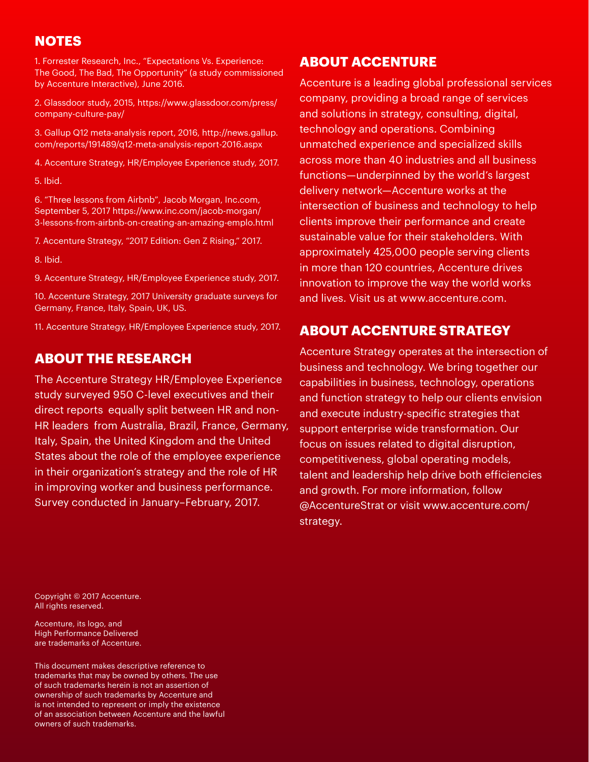## NOTES

1. Forrester Research, Inc., "Expectations Vs. Experience: The Good, The Bad, The Opportunity" (a study commissioned by Accenture Interactive), June 2016.

2. Glassdoor study, 2015, https://www.glassdoor.com/press/company-culture-pay/

3. Gallup Q12 meta-analysis report, 2016, http://news.gallup.com/reports/191489/q12-meta-analysis-report-2016.aspx

4. Accenture Strategy, HR/Employee Experience study, 2017.

5. Ibid.

6. "Three lessons from Airbnb", Jacob Morgan, Inc.com, September 5, 2017 https://www.inc.com/jacob-morgan/3-lessons-from-airbnb-on-creating-an-amazing-emplo.html

7. Accenture Strategy, "2017 Edition: Gen Z Rising," 2017.

8. Ibid.

9. Accenture Strategy, HR/Employee Experience study, 2017.

10. Accenture Strategy, 2017 University graduate surveys for Germany, France, Italy, Spain, UK, US.

11. Accenture Strategy, HR/Employee Experience study, 2017.

## ABOUT THE RESEARCH

The Accenture Strategy HR/Employee Experience study surveyed 950 C-level executives and their direct reports equally split between HR and non-HR leaders from Australia, Brazil, France, Germany, Italy, Spain, the United Kingdom and the United States about the role of the employee experience in their organization's strategy and the role of HR in improving worker and business performance. Survey conducted in January–February, 2017.

## ABOUT ACCENTURE

Accenture is a leading global professional services company, providing a broad range of services and solutions in strategy, consulting, digital, technology and operations. Combining unmatched experience and specialized skills across more than 40 industries and all business functions—underpinned by the world's largest delivery network—Accenture works at the intersection of business and technology to help clients improve their performance and create sustainable value for their stakeholders. With approximately 425,000 people serving clients in more than 120 countries, Accenture drives innovation to improve the way the world works and lives. Visit us at www.accenture.com.

## ABOUT ACCENTURE STRATEGY

Accenture Strategy operates at the intersection of business and technology. We bring together our capabilities in business, technology, operations and function strategy to help our clients envision and execute industry-specific strategies that support enterprise wide transformation. Our focus on issues related to digital disruption, competitiveness, global operating models, talent and leadership help drive both efficiencies and growth. For more information, follow @AccentureStrat or visit www.accenture.com/strategy.

Copyright © 2017 Accenture. All rights reserved.

Accenture, its logo, and High Performance Delivered are trademarks of Accenture.

This document makes descriptive reference to trademarks that may be owned by others. The use of such trademarks herein is not an assertion of ownership of such trademarks by Accenture and is not intended to represent or imply the existence of an association between Accenture and the lawful owners of such trademarks.